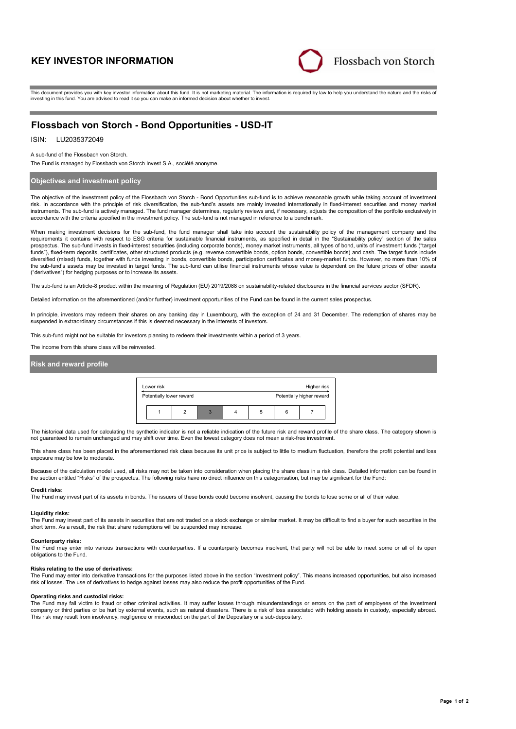# KEY INVESTOR INFORMATION

Flossbach von Storch

This document provides you with key investor information about this fund. It is not marketing material. The information is required by law to help you understand the nature and the risks of investing in this fund. You are advised to read it so you can make an informed decision about whether to invest.

## Flossbach von Storch - Bond Opportunities - USD-IT

ISIN: LU2035372049

A sub-fund of the Flossbach von Storch.

The Fund is managed by Flossbach von Storch Invest S.A., société anonyme.

### Objectives and investment policy

The objective of the investment policy of the Flossbach von Storch - Bond Opportunities sub-fund is to achieve reasonable growth while taking account of investment risk. In accordance with the principle of risk diversification, the sub-fund's assets are mainly invested internationally in fixed-interest securities and money market instruments. The sub-fund is actively managed. The fund manager determines, regularly reviews and, if necessary, adjusts the composition of the portfolio exclusively in accordance with the criteria specified in the investment policy. The sub-fund is not managed in reference to a benchmark.

When making investment decisions for the sub-fund, the fund manager shall take into account the sustainability policy of the management company and the requirements it contains with respect to ESG criteria for sustainable financial instruments, as specified in detail in the "Sustainability policy" section of the sales prospectus. The sub-fund invests in fixed-interest securities (including corporate bonds), money market instruments, all types of bond, units of investment funds ("target funds"), fixed-term deposits, certificates, other structured products (e.g. reverse convertible bonds, option bonds, convertible bonds) and cash. The target funds include diversified (mixed) funds, together with funds investing in bonds, convertible bonds, participation certificates and money-market funds. However, no more than 10% of the sub-fund's assets may be invested in target funds. The sub-fund can utilise financial instruments whose value is dependent on the future prices of other assets ("derivatives") for hedging purposes or to increase its assets.

The sub-fund is an Article-8 product within the meaning of Regulation (EU) 2019/2088 on sustainability-related disclosures in the financial services sector (SFDR).

Detailed information on the aforementioned (and/or further) investment opportunities of the Fund can be found in the current sales prospectus.

In principle, investors may redeem their shares on any banking day in Luxembourg, with the exception of 24 and 31 December. The redemption of shares may be suspended in extraordinary circumstances if this is deemed necessary in the interests of investors.

This sub-fund might not be suitable for investors planning to redeem their investments within a period of 3 years.

The income from this share class will be reinvested.

### Risk and reward profile

| Lower risk | | | | | | Higher risk |
|---|---|---|---|---|---|---|
| Potentially lower reward | | | | | | Potentially higher reward |
| 1 | 2 | **3** | 4 | 5 | 6 | 7 |

The historical data used for calculating the synthetic indicator is not a reliable indication of the future risk and reward profile of the share class. The category shown is not guaranteed to remain unchanged and may shift over time. Even the lowest category does not mean a risk-free investment.

This share class has been placed in the aforementioned risk class because its unit price is subject to little to medium fluctuation, therefore the profit potential and loss exposure may be low to moderate.

Because of the calculation model used, all risks may not be taken into consideration when placing the share class in a risk class. Detailed information can be found in the section entitled "Risks" of the prospectus. The following risks have no direct influence on this categorisation, but may be significant for the Fund:

**Credit risks:**
The Fund may invest part of its assets in bonds. The issuers of these bonds could become insolvent, causing the bonds to lose some or all of their value.

**Liquidity risks:**
The Fund may invest part of its assets in securities that are not traded on a stock exchange or similar market. It may be difficult to find a buyer for such securities in the short term. As a result, the risk that share redemptions will be suspended may increase.

**Counterparty risks:**
The Fund may enter into various transactions with counterparties. If a counterparty becomes insolvent, that party will not be able to meet some or all of its open obligations to the Fund.

**Risks relating to the use of derivatives:**
The Fund may enter into derivative transactions for the purposes listed above in the section "Investment policy". This means increased opportunities, but also increased risk of losses. The use of derivatives to hedge against losses may also reduce the profit opportunities of the Fund.

**Operating risks and custodial risks:**
The Fund may fall victim to fraud or other criminal activities. It may suffer losses through misunderstandings or errors on the part of employees of the investment company or third parties or be hurt by external events, such as natural disasters. There is a risk of loss associated with holding assets in custody, especially abroad. This risk may result from insolvency, negligence or misconduct on the part of the Depositary or a sub-depositary.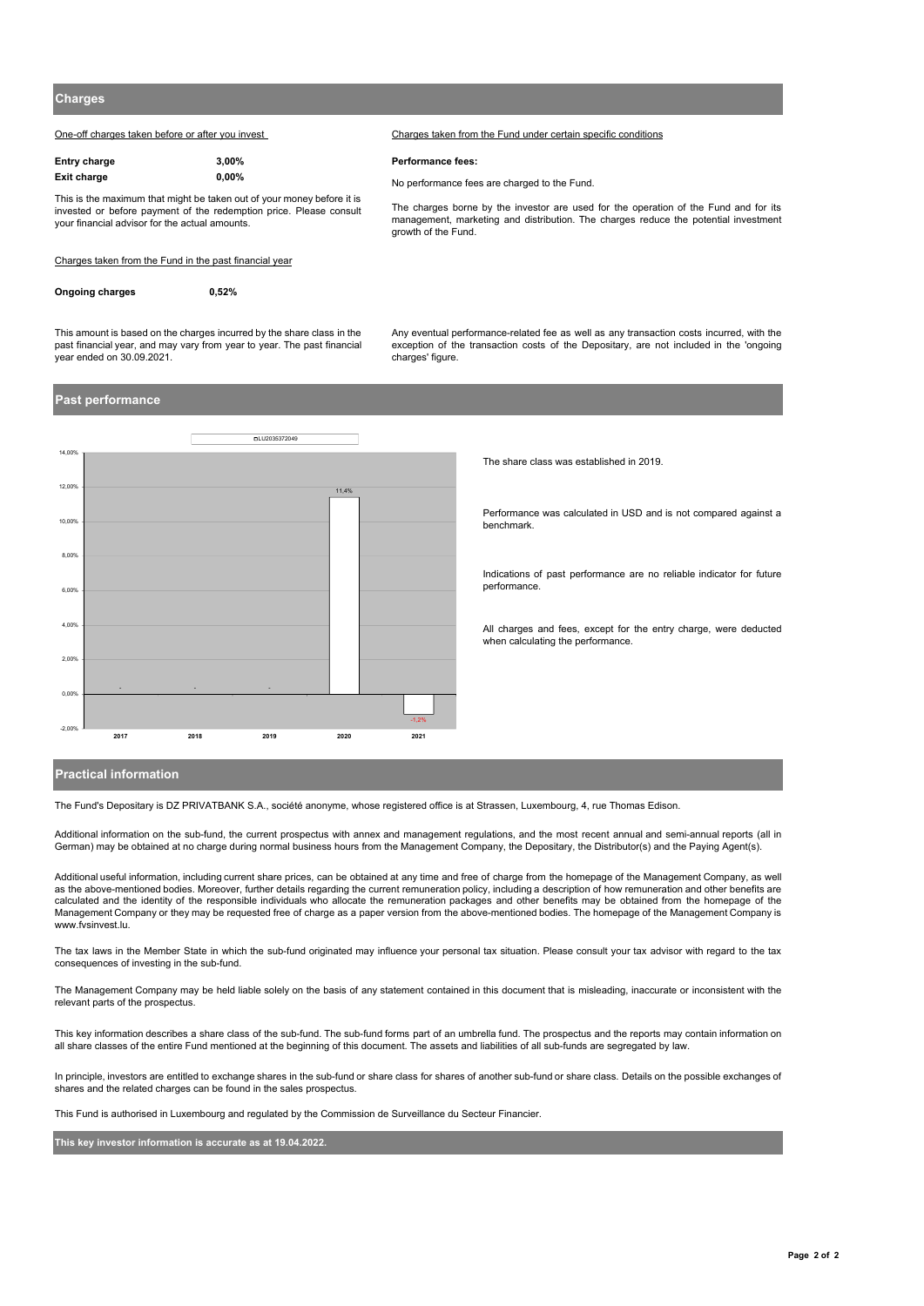## Charges

One-off charges taken before or after you invest

| | |
|---|---|
| **Entry charge** | **3,00%** |
| **Exit charge** | **0,00%** |

This is the maximum that might be taken out of your money before it is invested or before payment of the redemption price. Please consult your financial advisor for the actual amounts.

Charges taken from the Fund in the past financial year

| | |
|---|---|
| **Ongoing charges** | **0,52%** |

This amount is based on the charges incurred by the share class in the past financial year, and may vary from year to year. The past financial year ended on 30.09.2021.

Charges taken from the Fund under certain specific conditions

**Performance fees:**

No performance fees are charged to the Fund.

The charges borne by the investor are used for the operation of the Fund and for its management, marketing and distribution. The charges reduce the potential investment growth of the Fund.

Any eventual performance-related fee as well as any transaction costs incurred, with the exception of the transaction costs of the Depositary, are not included in the 'ongoing charges' figure.

## Past performance

LU2035372049

14.00%
12.00%
10.00%
8.00%
6.00%
4.00%
2.00%
0.00%
-2.00%

2017 -
2018 -
2019 -
2020 11.4%
2021 -1.2%

The share class was established in 2019.

Performance was calculated in USD and is not compared against a benchmark.

Indications of past performance are no reliable indicator for future performance.

All charges and fees, except for the entry charge, were deducted when calculating the performance.

## Practical information

The Fund's Depositary is DZ PRIVATBANK S.A., société anonyme, whose registered office is at Strassen, Luxembourg, 4, rue Thomas Edison.

Additional information on the sub-fund, the current prospectus with annex and management regulations, and the most recent annual and semi-annual reports (all in German) may be obtained at no charge during normal business hours from the Management Company, the Depositary, the Distributor(s) and the Paying Agent(s).

Additional useful information, including current share prices, can be obtained at any time and free of charge from the homepage of the Management Company, as well as the above-mentioned bodies. Moreover, further details regarding the current remuneration policy, including a description of how remuneration and other benefits are calculated and the identity of the responsible individuals who allocate the remuneration packages and other benefits may be obtained from the homepage of the Management Company or they may be requested free of charge as a paper version from the above-mentioned bodies. The homepage of the Management Company is www.fvsinvest.lu.

The tax laws in the Member State in which the sub-fund originated may influence your personal tax situation. Please consult your tax advisor with regard to the tax consequences of investing in the sub-fund.

The Management Company may be held liable solely on the basis of any statement contained in this document that is misleading, inaccurate or inconsistent with the relevant parts of the prospectus.

This key information describes a share class of the sub-fund. The sub-fund forms part of an umbrella fund. The prospectus and the reports may contain information on all share classes of the entire Fund mentioned at the beginning of this document. The assets and liabilities of all sub-funds are segregated by law.

In principle, investors are entitled to exchange shares in the sub-fund or share class for shares of another sub-fund or share class. Details on the possible exchanges of shares and the related charges can be found in the sales prospectus.

This Fund is authorised in Luxembourg and regulated by the Commission de Surveillance du Secteur Financier.

**This key investor information is accurate as at 19.04.2022.**